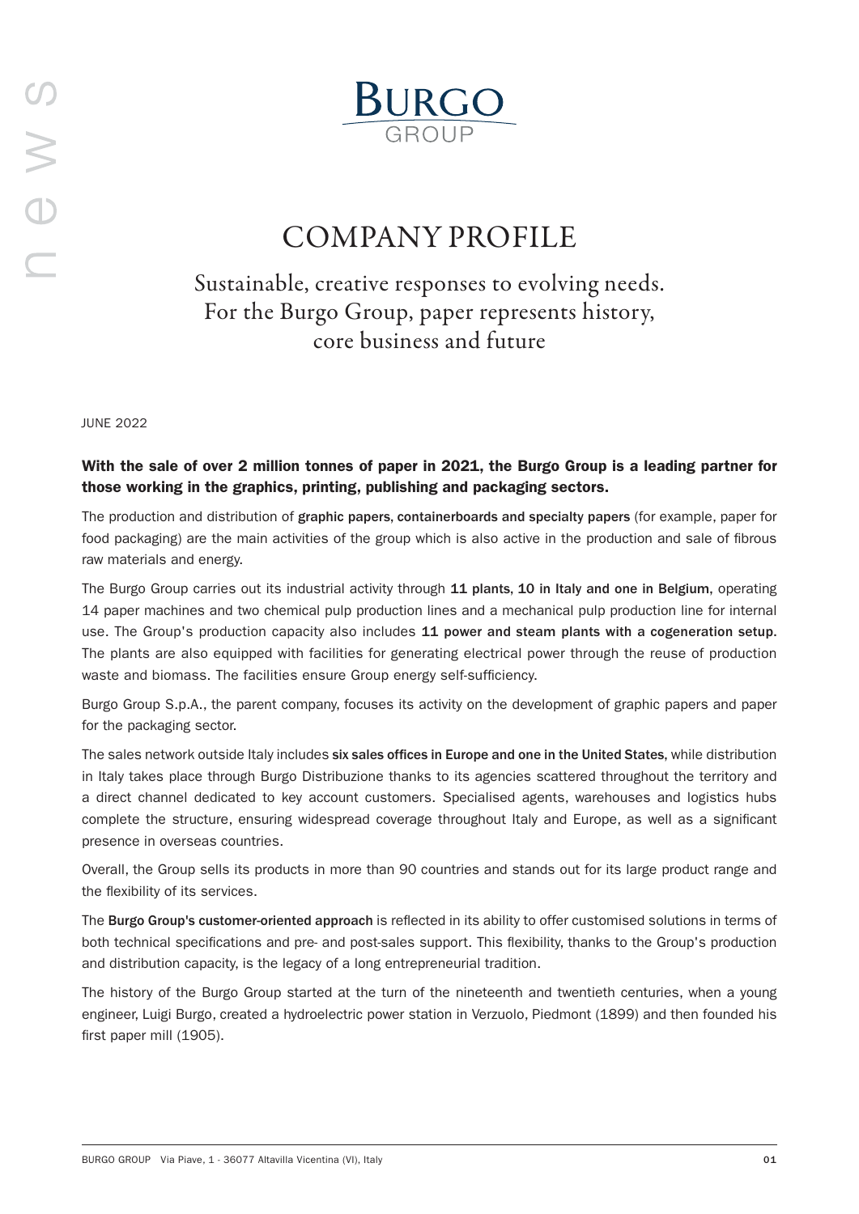BURGO GROUP

# COMPANY PROFILE

## Sustainable, creative responses to evolving needs. For the Burgo Group, paper represents history, core business and future

JUNE 2022

**With the sale of over 2 million tonnes of paper in 2021, the Burgo Group is a leading partner for those working in the graphics, printing, publishing and packaging sectors.**

The production and distribution of **graphic papers, containerboards and specialty papers** (for example, paper for food packaging) are the main activities of the group which is also active in the production and sale of fibrous raw materials and energy.

The Burgo Group carries out its industrial activity through **11 plants, 10 in Italy and one in Belgium**, operating 14 paper machines and two chemical pulp production lines and a mechanical pulp production line for internal use. The Group's production capacity also includes **11 power and steam plants with a cogeneration setup**. The plants are also equipped with facilities for generating electrical power through the reuse of production waste and biomass. The facilities ensure Group energy self-sufficiency.

Burgo Group S.p.A., the parent company, focuses its activity on the development of graphic papers and paper for the packaging sector.

The sales network outside Italy includes **six sales offices in Europe and one in the United States**, while distribution in Italy takes place through Burgo Distribuzione thanks to its agencies scattered throughout the territory and a direct channel dedicated to key account customers. Specialised agents, warehouses and logistics hubs complete the structure, ensuring widespread coverage throughout Italy and Europe, as well as a significant presence in overseas countries.

Overall, the Group sells its products in more than 90 countries and stands out for its large product range and the flexibility of its services.

The **Burgo Group's customer-oriented approach** is reflected in its ability to offer customised solutions in terms of both technical specifications and pre- and post-sales support. This flexibility, thanks to the Group's production and distribution capacity, is the legacy of a long entrepreneurial tradition.

The history of the Burgo Group started at the turn of the nineteenth and twentieth centuries, when a young engineer, Luigi Burgo, created a hydroelectric power station in Verzuolo, Piedmont (1899) and then founded his first paper mill (1905).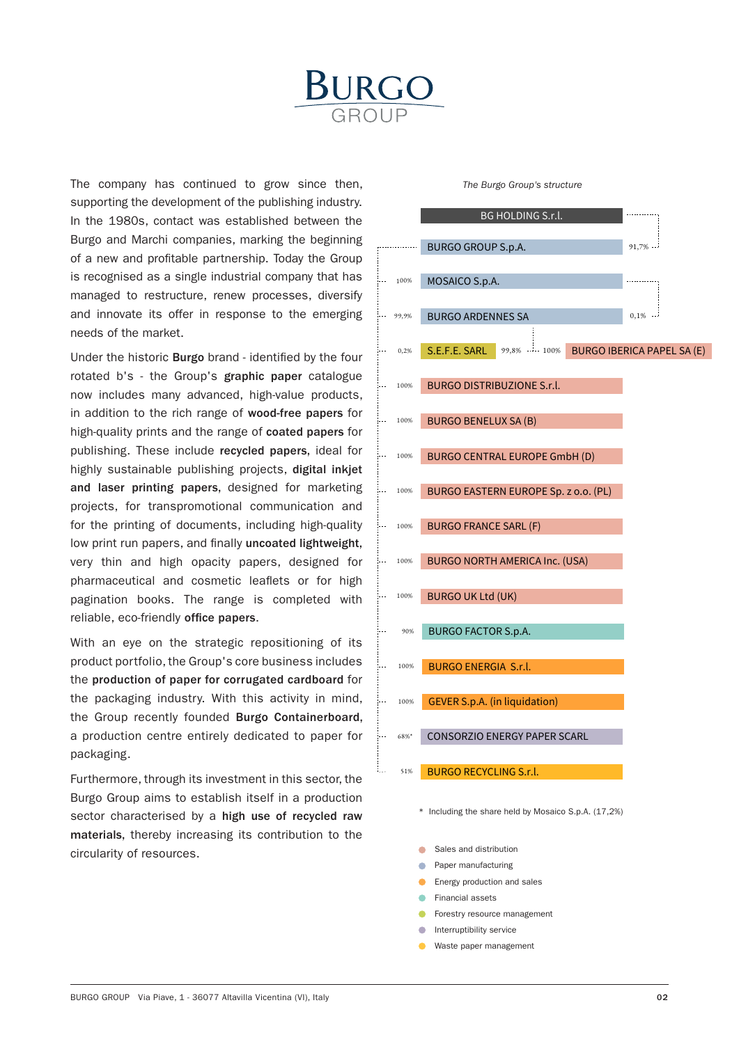The company has continued to grow since then, supporting the development of the publishing industry. In the 1980s, contact was established between the Burgo and Marchi companies, marking the beginning of a new and profitable partnership. Today the Group is recognised as a single industrial company that has managed to restructure, renew processes, diversify and innovate its offer in response to the emerging needs of the market.

Under the historic **Burgo** brand - identified by the four rotated b's - the Group's **graphic paper** catalogue now includes many advanced, high-value products, in addition to the rich range of **wood-free papers** for high-quality prints and the range of **coated papers** for publishing. These include **recycled papers**, ideal for highly sustainable publishing projects, **digital inkjet and laser printing papers**, designed for marketing projects, for transpromotional communication and for the printing of documents, including high-quality low print run papers, and finally **uncoated lightweight**, very thin and high opacity papers, designed for pharmaceutical and cosmetic leaflets or for high pagination books. The range is completed with reliable, eco-friendly **office papers**.

With an eye on the strategic repositioning of its product portfolio, the Group's core business includes the **production of paper for corrugated cardboard** for the packaging industry. With this activity in mind, the Group recently founded **Burgo Containerboard**, a production centre entirely dedicated to paper for packaging.

Furthermore, through its investment in this sector, the Burgo Group aims to establish itself in a production sector characterised by a **high use of recycled raw materials**, thereby increasing its contribution to the circularity of resources.

*The Burgo Group's structure*

| Share | Company | Share held by |
|---|---|---|
| | BG HOLDING S.r.l. | |
| | BURGO GROUP S.p.A. | 91,7% (BG HOLDING S.r.l.) |
| 100% | MOSAICO S.p.A. | |
| 99,9% | BURGO ARDENNES SA | 0,1% (MOSAICO S.p.A.) |
| 0,2% | S.E.F.E. SARL | 99,8% (BURGO ARDENNES SA) |
| 100% | BURGO IBERICA PAPEL SA (E) | (S.E.F.E. SARL) |
| 100% | BURGO DISTRIBUZIONE S.r.l. | |
| 100% | BURGO BENELUX SA (B) | |
| 100% | BURGO CENTRAL EUROPE GmbH (D) | |
| 100% | BURGO EASTERN EUROPE Sp. z o.o. (PL) | |
| 100% | BURGO FRANCE SARL (F) | |
| 100% | BURGO NORTH AMERICA Inc. (USA) | |
| 100% | BURGO UK Ltd (UK) | |
| 90% | BURGO FACTOR S.p.A. | |
| 100% | BURGO ENERGIA S.r.l. | |
| 100% | GEVER S.p.A. (in liquidation) | |
| 68%* | CONSORZIO ENERGY PAPER SCARL | |
| 51% | BURGO RECYCLING S.r.l. | |

\* Including the share held by Mosaico S.p.A. (17,2%)

- Sales and distribution
- Paper manufacturing
- Energy production and sales
- Financial assets
- Forestry resource management
- Interruptibility service
- Waste paper management

BURGO GROUP Via Piave, 1 - 36077 Altavilla Vicentina (VI), Italy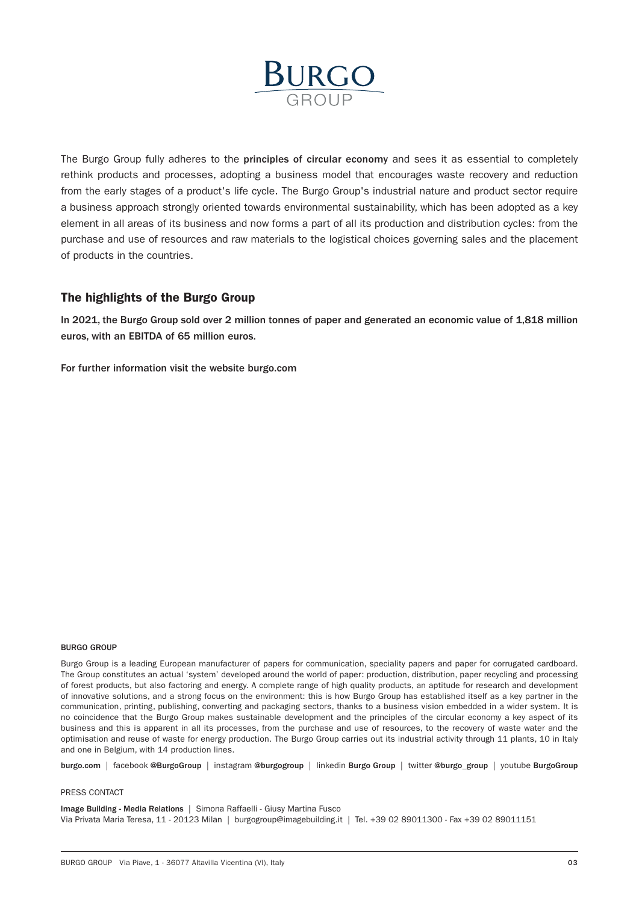The Burgo Group fully adheres to the **principles of circular economy** and sees it as essential to completely rethink products and processes, adopting a business model that encourages waste recovery and reduction from the early stages of a product's life cycle. The Burgo Group's industrial nature and product sector require a business approach strongly oriented towards environmental sustainability, which has been adopted as a key element in all areas of its business and now forms a part of all its production and distribution cycles: from the purchase and use of resources and raw materials to the logistical choices governing sales and the placement of products in the countries.

## The highlights of the Burgo Group

**In 2021, the Burgo Group sold over 2 million tonnes of paper and generated an economic value of 1,818 million euros, with an EBITDA of 65 million euros.**

**For further information visit the website burgo.com**

**BURGO GROUP**

Burgo Group is a leading European manufacturer of papers for communication, speciality papers and paper for corrugated cardboard. The Group constitutes an actual 'system' developed around the world of paper: production, distribution, paper recycling and processing of forest products, but also factoring and energy. A complete range of high quality products, an aptitude for research and development of innovative solutions, and a strong focus on the environment: this is how Burgo Group has established itself as a key partner in the communication, printing, publishing, converting and packaging sectors, thanks to a business vision embedded in a wider system. It is no coincidence that the Burgo Group makes sustainable development and the principles of the circular economy a key aspect of its business and this is apparent in all its processes, from the purchase and use of resources, to the recovery of waste water and the optimisation and reuse of waste for energy production. The Burgo Group carries out its industrial activity through 11 plants, 10 in Italy and one in Belgium, with 14 production lines.

**burgo.com** | facebook **@BurgoGroup** | instagram **@burgogroup** | linkedin **Burgo Group** | twitter **@burgo_group** | youtube **BurgoGroup**

PRESS CONTACT

**Image Building - Media Relations** | Simona Raffaelli - Giusy Martina Fusco
Via Privata Maria Teresa, 11 - 20123 Milan | burgogroup@imagebuilding.it | Tel. +39 02 89011300 - Fax +39 02 89011151

BURGO GROUP Via Piave, 1 - 36077 Altavilla Vicentina (VI), Italy